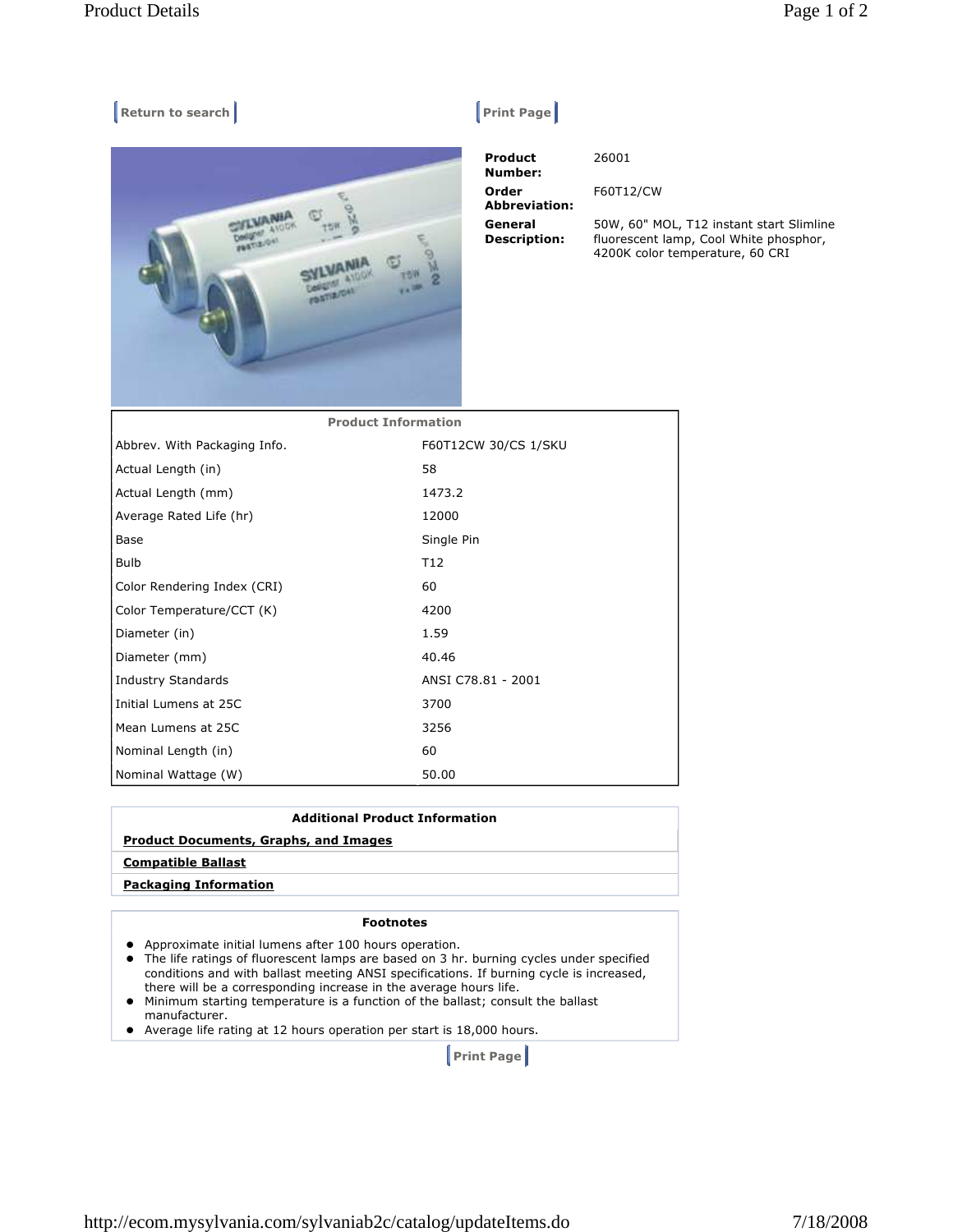Return to search

Print Page

**Product Number:** 26001

**Order Abbreviation:** F60T12/CW

**General Description:** 50W, 60" MOL, T12 instant start Slimline fluorescent lamp, Cool White phosphor, 4200K color temperature, 60 CRI

| Product Information | |
|---|---|
| Abbrev. With Packaging Info. | F60T12CW 30/CS 1/SKU |
| Actual Length (in) | 58 |
| Actual Length (mm) | 1473.2 |
| Average Rated Life (hr) | 12000 |
| Base | Single Pin |
| Bulb | T12 |
| Color Rendering Index (CRI) | 60 |
| Color Temperature/CCT (K) | 4200 |
| Diameter (in) | 1.59 |
| Diameter (mm) | 40.46 |
| Industry Standards | ANSI C78.81 - 2001 |
| Initial Lumens at 25C | 3700 |
| Mean Lumens at 25C | 3256 |
| Nominal Length (in) | 60 |
| Nominal Wattage (W) | 50.00 |

**Additional Product Information**

**Product Documents, Graphs, and Images**

**Compatible Ballast**

**Packaging Information**

**Footnotes**

- Approximate initial lumens after 100 hours operation.
- The life ratings of fluorescent lamps are based on 3 hr. burning cycles under specified conditions and with ballast meeting ANSI specifications. If burning cycle is increased, there will be a corresponding increase in the average hours life.
- Minimum starting temperature is a function of the ballast; consult the ballast manufacturer.
- Average life rating at 12 hours operation per start is 18,000 hours.

Print Page